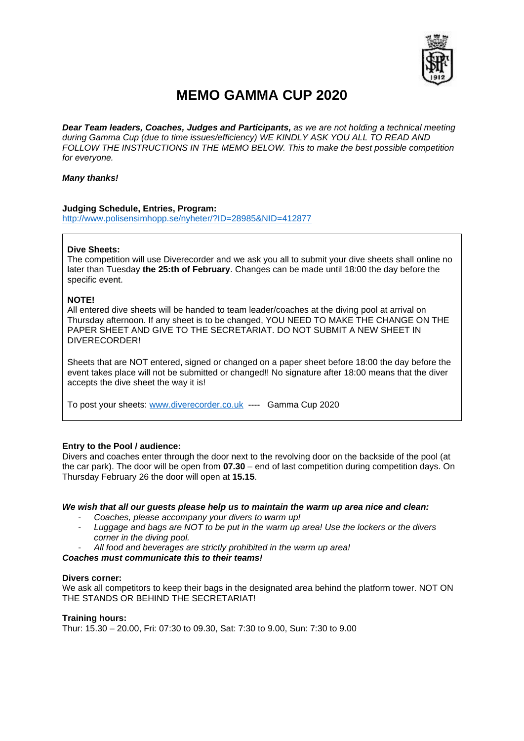# MEMO GAMMA CUP 2020

***Dear Team leaders, Coaches, Judges and Participants,*** *as we are not holding a technical meeting during Gamma Cup (due to time issues/efficiency) WE KINDLY ASK YOU ALL TO READ AND FOLLOW THE INSTRUCTIONS IN THE MEMO BELOW. This to make the best possible competition for everyone.*

***Many thanks!***

**Judging Schedule, Entries, Program:**
http://www.polisensimhopp.se/nyheter/?ID=28985&NID=412877

**Dive Sheets:**
The competition will use Diverecorder and we ask you all to submit your dive sheets shall online no later than Tuesday **the 25:th of February**. Changes can be made until 18:00 the day before the specific event.

**NOTE!**
All entered dive sheets will be handed to team leader/coaches at the diving pool at arrival on Thursday afternoon. If any sheet is to be changed, YOU NEED TO MAKE THE CHANGE ON THE PAPER SHEET AND GIVE TO THE SECRETARIAT. DO NOT SUBMIT A NEW SHEET IN DIVERECORDER!

Sheets that are NOT entered, signed or changed on a paper sheet before 18:00 the day before the event takes place will not be submitted or changed!! No signature after 18:00 means that the diver accepts the dive sheet the way it is!

To post your sheets: www.diverecorder.co.uk ---- Gamma Cup 2020

**Entry to the Pool / audience:**
Divers and coaches enter through the door next to the revolving door on the backside of the pool (at the car park). The door will be open from **07.30** – end of last competition during competition days. On Thursday February 26 the door will open at **15.15**.

***We wish that all our guests please help us to maintain the warm up area nice and clean:***

- *Coaches, please accompany your divers to warm up!*
- *Luggage and bags are NOT to be put in the warm up area! Use the lockers or the divers corner in the diving pool.*
- *All food and beverages are strictly prohibited in the warm up area!*

***Coaches must communicate this to their teams!***

**Divers corner:**
We ask all competitors to keep their bags in the designated area behind the platform tower. NOT ON THE STANDS OR BEHIND THE SECRETARIAT!

**Training hours:**
Thur: 15.30 – 20.00, Fri: 07:30 to 09.30, Sat: 7:30 to 9.00, Sun: 7:30 to 9.00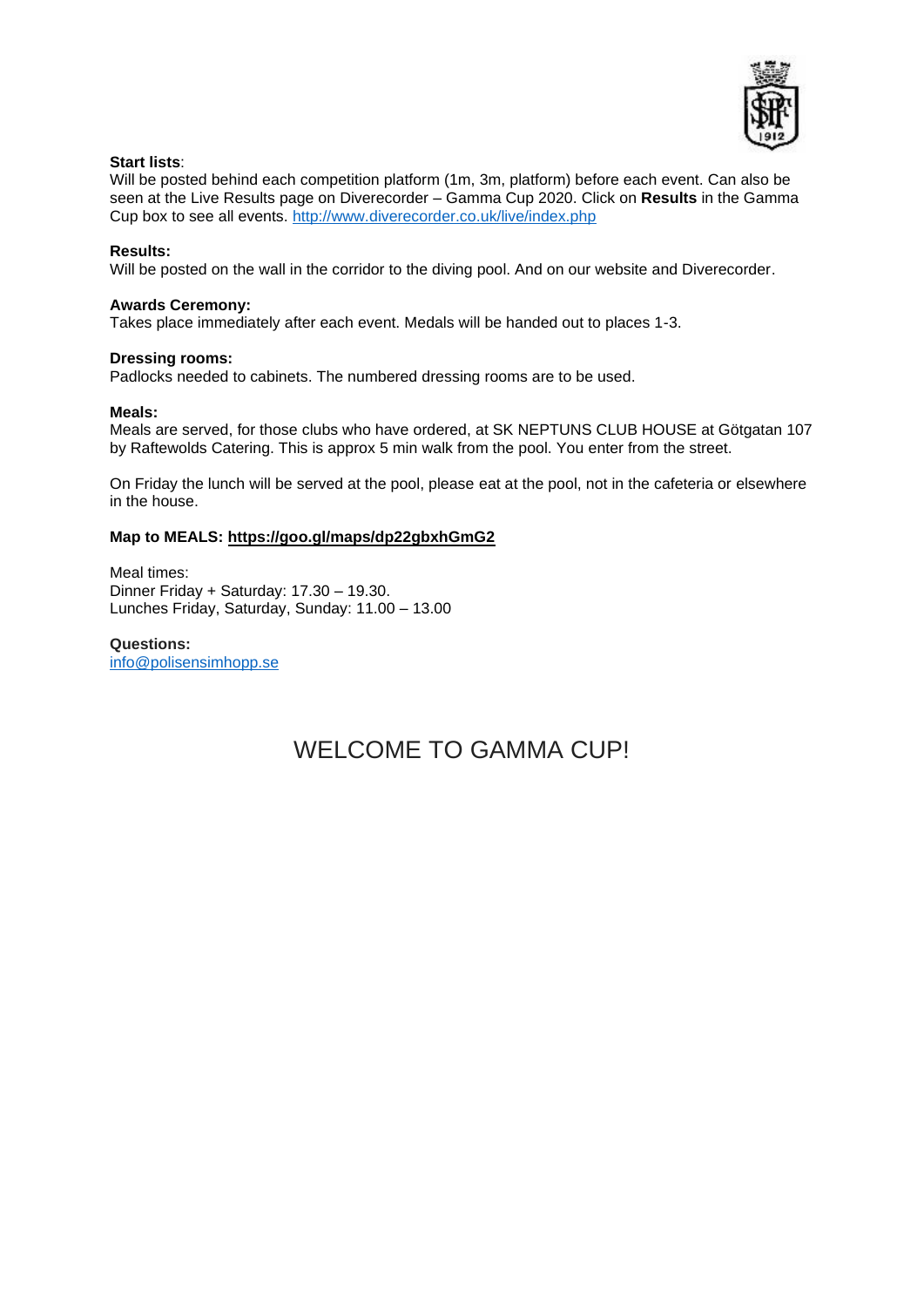**Start lists**:
Will be posted behind each competition platform (1m, 3m, platform) before each event. Can also be seen at the Live Results page on Diverecorder – Gamma Cup 2020. Click on **Results** in the Gamma Cup box to see all events. http://www.diverecorder.co.uk/live/index.php

**Results:**
Will be posted on the wall in the corridor to the diving pool. And on our website and Diverecorder.

**Awards Ceremony:**
Takes place immediately after each event. Medals will be handed out to places 1-3.

**Dressing rooms:**
Padlocks needed to cabinets. The numbered dressing rooms are to be used.

**Meals:**
Meals are served, for those clubs who have ordered, at SK NEPTUNS CLUB HOUSE at Götgatan 107 by Raftewolds Catering. This is approx 5 min walk from the pool. You enter from the street.

On Friday the lunch will be served at the pool, please eat at the pool, not in the cafeteria or elsewhere in the house.

**Map to MEALS: https://goo.gl/maps/dp22gbxhGmG2**

Meal times:
Dinner Friday + Saturday: 17.30 – 19.30.
Lunches Friday, Saturday, Sunday: 11.00 – 13.00

**Questions:**
info@polisensimhopp.se

## WELCOME TO GAMMA CUP!